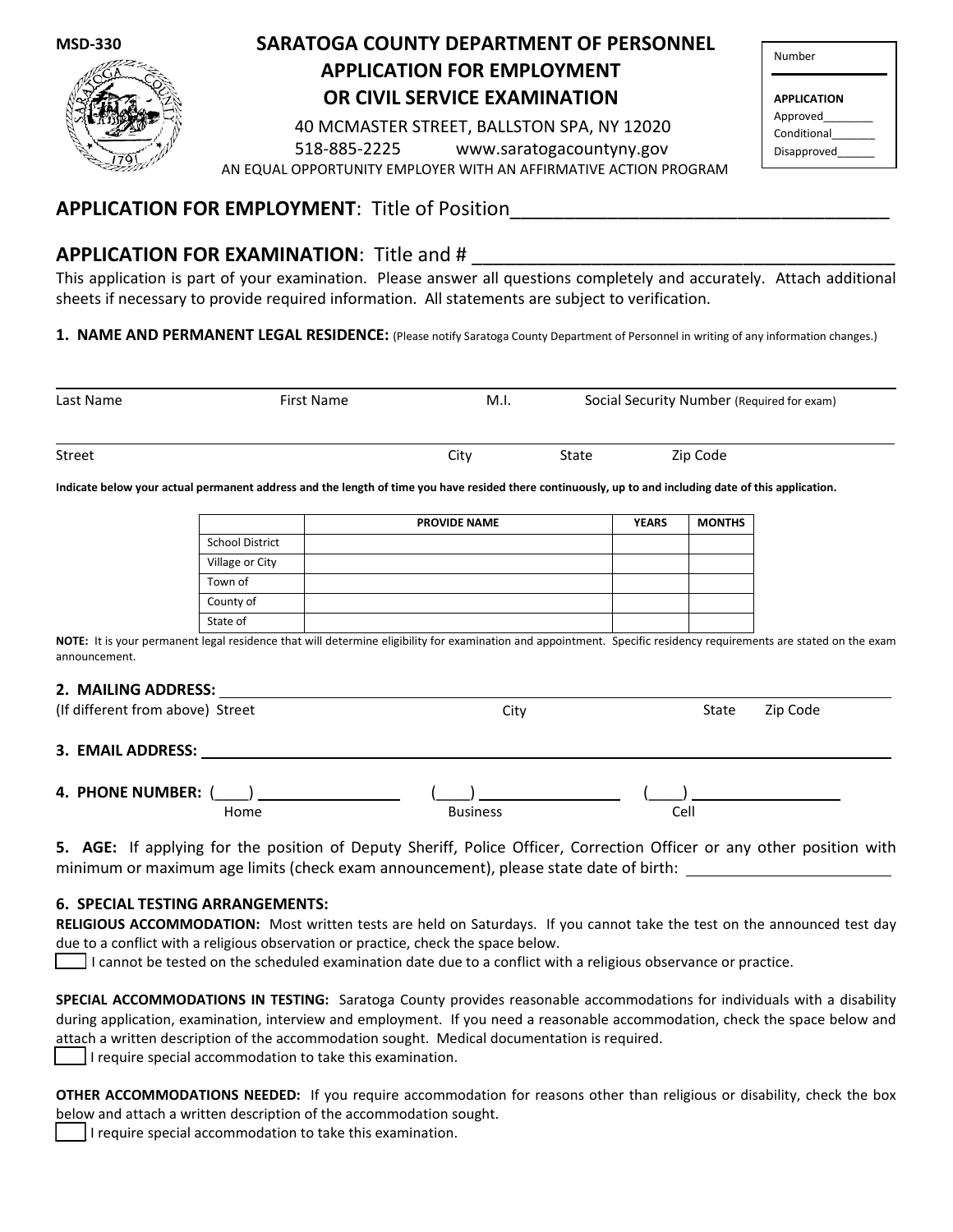MSD-330

# SARATOGA COUNTY DEPARTMENT OF PERSONNEL
# APPLICATION FOR EMPLOYMENT OR CIVIL SERVICE EXAMINATION

40 MCMASTER STREET, BALLSTON SPA, NY 12020
518-885-2225 www.saratogacountyny.gov
AN EQUAL OPPORTUNITY EMPLOYER WITH AN AFFIRMATIVE ACTION PROGRAM

| Number |
|---|
| **APPLICATION** |
| Approved________ |
| Conditional_______ |
| Disapproved______ |

## APPLICATION FOR EMPLOYMENT: Title of Position___________________________________

## APPLICATION FOR EXAMINATION: Title and # _______________________________________

This application is part of your examination. Please answer all questions completely and accurately. Attach additional sheets if necessary to provide required information. All statements are subject to verification.

**1. NAME AND PERMANENT LEGAL RESIDENCE:** (Please notify Saratoga County Department of Personnel in writing of any information changes.)

_______________________________________________________________________________
Last Name First Name M.I. Social Security Number (Required for exam)

_______________________________________________________________________________
Street City State Zip Code

**Indicate below your actual permanent address and the length of time you have resided there continuously, up to and including date of this application.**

| | PROVIDE NAME | YEARS | MONTHS |
|---|---|---|---|
| School District | | | |
| Village or City | | | |
| Town of | | | |
| County of | | | |
| State of | | | |

**NOTE:** It is your permanent legal residence that will determine eligibility for examination and appointment. Specific residency requirements are stated on the exam announcement.

**2. MAILING ADDRESS:** _______________________________________________________________
(If different from above) Street City State Zip Code

**3. EMAIL ADDRESS:** _______________________________________________________________

**4. PHONE NUMBER:** (____) ______________ (____) ______________ (____) ______________
Home Business Cell

**5. AGE:** If applying for the position of Deputy Sheriff, Police Officer, Correction Officer or any other position with minimum or maximum age limits (check exam announcement), please state date of birth: ______________

**6. SPECIAL TESTING ARRANGEMENTS:**

**RELIGIOUS ACCOMMODATION:** Most written tests are held on Saturdays. If you cannot take the test on the announced test day due to a conflict with a religious observation or practice, check the space below.

☐ I cannot be tested on the scheduled examination date due to a conflict with a religious observance or practice.

**SPECIAL ACCOMMODATIONS IN TESTING:** Saratoga County provides reasonable accommodations for individuals with a disability during application, examination, interview and employment. If you need a reasonable accommodation, check the space below and attach a written description of the accommodation sought. Medical documentation is required.

☐ I require special accommodation to take this examination.

**OTHER ACCOMMODATIONS NEEDED:** If you require accommodation for reasons other than religious or disability, check the box below and attach a written description of the accommodation sought.

☐ I require special accommodation to take this examination.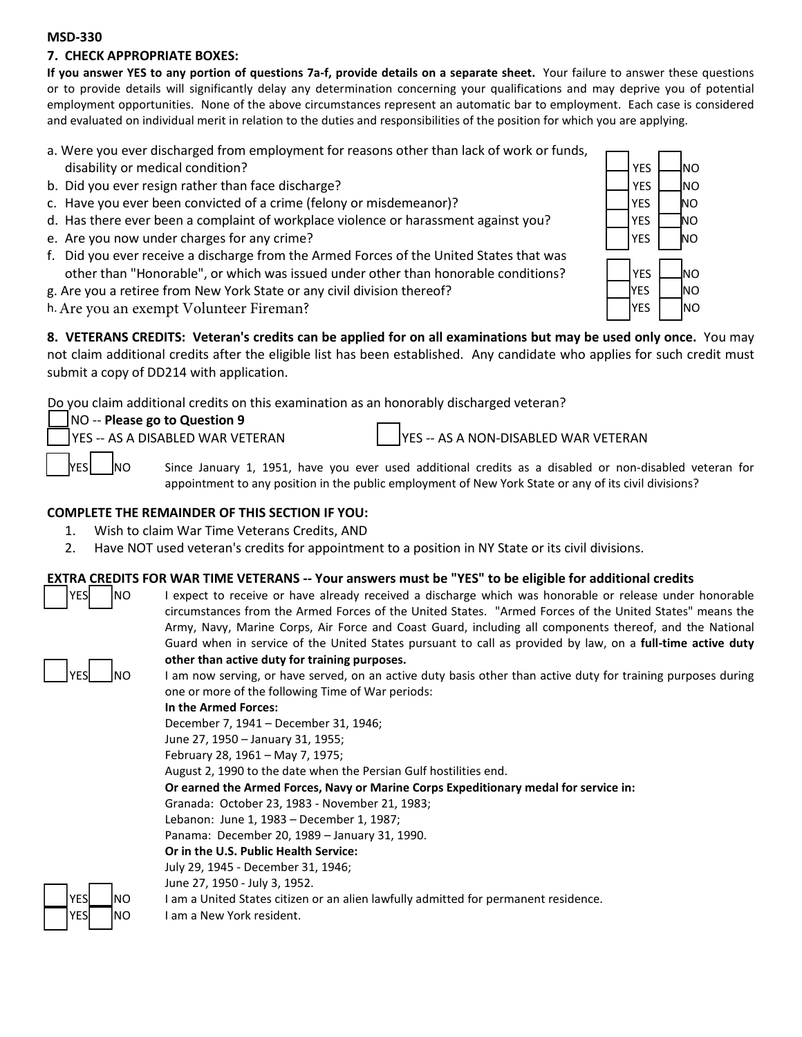MSD-330

## 7. CHECK APPROPRIATE BOXES:

**If you answer YES to any portion of questions 7a-f, provide details on a separate sheet.** Your failure to answer these questions or to provide details will significantly delay any determination concerning your qualifications and may deprive you of potential employment opportunities. None of the above circumstances represent an automatic bar to employment. Each case is considered and evaluated on individual merit in relation to the duties and responsibilities of the position for which you are applying.

| Question | | |
|---|---|---|
| a. Were you ever discharged from employment for reasons other than lack of work or funds, disability or medical condition? | ☐ YES | ☐ NO |
| b. Did you ever resign rather than face discharge? | ☐ YES | ☐ NO |
| c. Have you ever been convicted of a crime (felony or misdemeanor)? | ☐ YES | ☐ NO |
| d. Has there ever been a complaint of workplace violence or harassment against you? | ☐ YES | ☐ NO |
| e. Are you now under charges for any crime? | ☐ YES | ☐ NO |
| f. Did you ever receive a discharge from the Armed Forces of the United States that was other than "Honorable", or which was issued under other than honorable conditions? | ☐ YES | ☐ NO |
| g. Are you a retiree from New York State or any civil division thereof? | ☐ YES | ☐ NO |
| h. Are you an exempt Volunteer Fireman? | ☐ YES | ☐ NO |

## 8. VETERANS CREDITS: Veteran's credits can be applied for on all examinations but may be used only once.

You may not claim additional credits after the eligible list has been established. Any candidate who applies for such credit must submit a copy of DD214 with application.

Do you claim additional credits on this examination as an honorably discharged veteran?

☐ NO -- **Please go to Question 9**

☐ YES -- AS A DISABLED WAR VETERAN ☐ YES -- AS A NON-DISABLED WAR VETERAN

☐ YES ☐ NO Since January 1, 1951, have you ever used additional credits as a disabled or non-disabled veteran for appointment to any position in the public employment of New York State or any of its civil divisions?

### COMPLETE THE REMAINDER OF THIS SECTION IF YOU:

1. Wish to claim War Time Veterans Credits, AND
2. Have NOT used veteran's credits for appointment to a position in NY State or its civil divisions.

### EXTRA CREDITS FOR WAR TIME VETERANS -- Your answers must be "YES" to be eligible for additional credits

☐ YES ☐ NO I expect to receive or have already received a discharge which was honorable or release under honorable circumstances from the Armed Forces of the United States. "Armed Forces of the United States" means the Army, Navy, Marine Corps, Air Force and Coast Guard, including all components thereof, and the National Guard when in service of the United States pursuant to call as provided by law, on a **full-time active duty other than active duty for training purposes.**

☐ YES ☐ NO I am now serving, or have served, on an active duty basis other than active duty for training purposes during one or more of the following Time of War periods:

**In the Armed Forces:**
December 7, 1941 – December 31, 1946;
June 27, 1950 – January 31, 1955;
February 28, 1961 – May 7, 1975;
August 2, 1990 to the date when the Persian Gulf hostilities end.

**Or earned the Armed Forces, Navy or Marine Corps Expeditionary medal for service in:**
Granada: October 23, 1983 - November 21, 1983;
Lebanon: June 1, 1983 – December 1, 1987;
Panama: December 20, 1989 – January 31, 1990.

**Or in the U.S. Public Health Service:**
July 29, 1945 - December 31, 1946;
June 27, 1950 - July 3, 1952.

☐ YES ☐ NO I am a United States citizen or an alien lawfully admitted for permanent residence.

☐ YES ☐ NO I am a New York resident.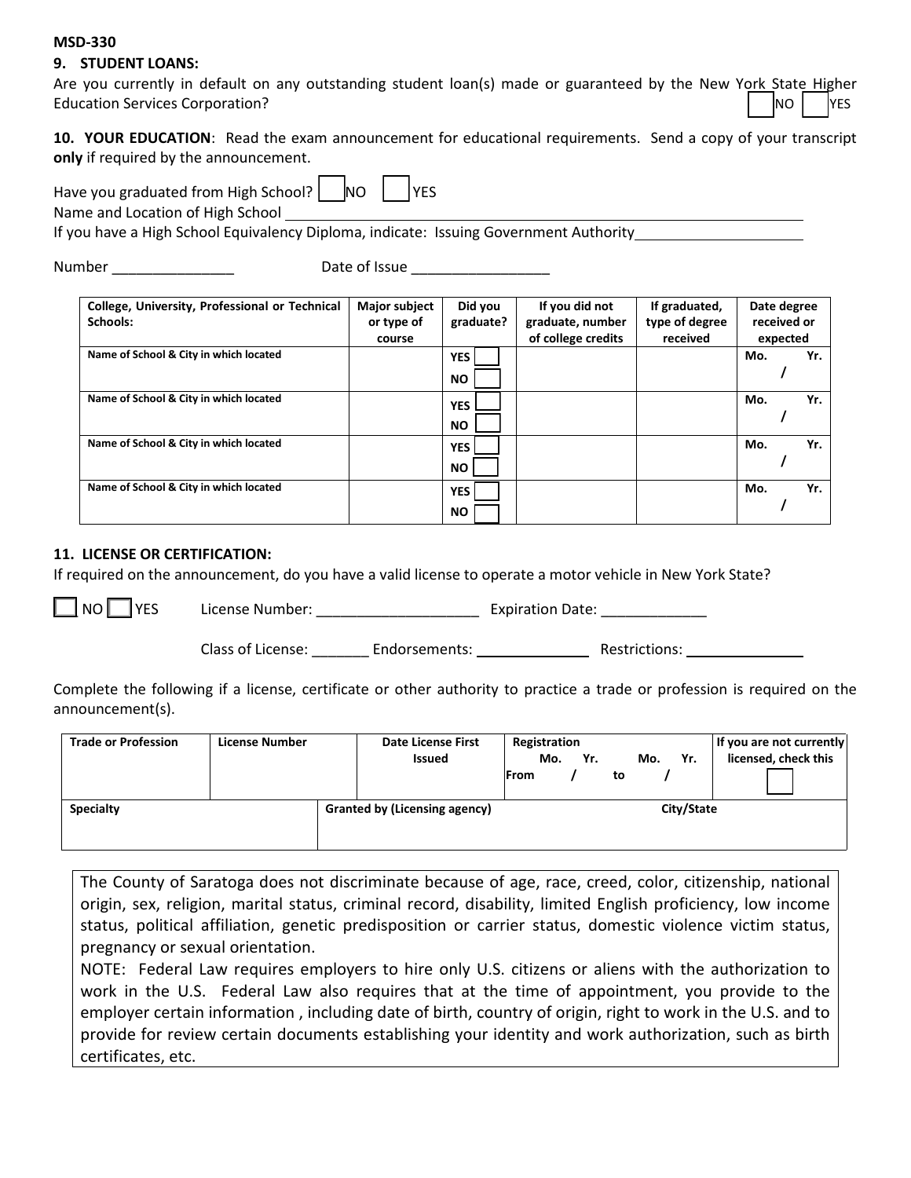MSD-330

**9. STUDENT LOANS:**

Are you currently in default on any outstanding student loan(s) made or guaranteed by the New York State Higher Education Services Corporation? ☐ NO ☐ YES

**10. YOUR EDUCATION**: Read the exam announcement for educational requirements. Send a copy of your transcript **only** if required by the announcement.

Have you graduated from High School? ☐ NO ☐ YES

Name and Location of High School ______________________________

If you have a High School Equivalency Diploma, indicate: Issuing Government Authority ____________________

Number _______________ Date of Issue _________________

| College, University, Professional or Technical Schools: | Major subject or type of course | Did you graduate? | If you did not graduate, number of college credits | If graduated, type of degree received | Date degree received or expected |
|---|---|---|---|---|---|
| Name of School & City in which located | | YES ☐ NO ☐ | | | Mo. / Yr. |
| Name of School & City in which located | | YES ☐ NO ☐ | | | Mo. / Yr. |
| Name of School & City in which located | | YES ☐ NO ☐ | | | Mo. / Yr. |
| Name of School & City in which located | | YES ☐ NO ☐ | | | Mo. / Yr. |

**11. LICENSE OR CERTIFICATION:**

If required on the announcement, do you have a valid license to operate a motor vehicle in New York State?

☐ NO ☐ YES License Number: ____________________ Expiration Date: _____________

Class of License: _______ Endorsements: ______________ Restrictions: ______________

Complete the following if a license, certificate or other authority to practice a trade or profession is required on the announcement(s).

| Trade or Profession | License Number | Date License First Issued | Registration From Mo. / Yr. to Mo. / Yr. | If you are not currently licensed, check this ☐ |
|---|---|---|---|---|
| | | | | |
| **Specialty** | **Granted by (Licensing agency)** | | **City/State** | |
| | | | | |

The County of Saratoga does not discriminate because of age, race, creed, color, citizenship, national origin, sex, religion, marital status, criminal record, disability, limited English proficiency, low income status, political affiliation, genetic predisposition or carrier status, domestic violence victim status, pregnancy or sexual orientation.

NOTE: Federal Law requires employers to hire only U.S. citizens or aliens with the authorization to work in the U.S. Federal Law also requires that at the time of appointment, you provide to the employer certain information , including date of birth, country of origin, right to work in the U.S. and to provide for review certain documents establishing your identity and work authorization, such as birth certificates, etc.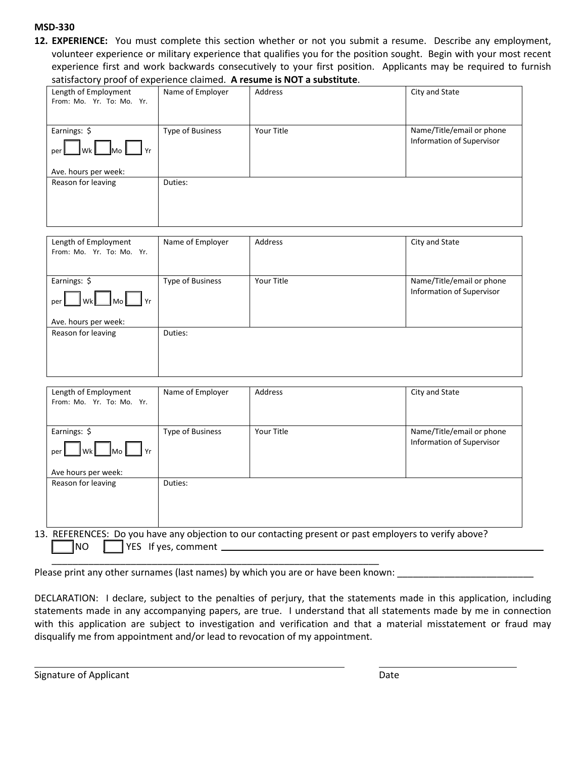MSD-330

**12. EXPERIENCE:** You must complete this section whether or not you submit a resume. Describe any employment, volunteer experience or military experience that qualifies you for the position sought. Begin with your most recent experience first and work backwards consecutively to your first position. Applicants may be required to furnish satisfactory proof of experience claimed. **A resume is NOT a substitute**.

| | | | |
|---|---|---|---|
| Length of Employment<br>From: Mo. Yr. To: Mo. Yr. | Name of Employer | Address | City and State |
| Earnings: $<br>per ☐ Wk ☐ Mo ☐ Yr<br>Ave. hours per week: | Type of Business | Your Title | Name/Title/email or phone Information of Supervisor |
| Reason for leaving | Duties: | | |

| | | | |
|---|---|---|---|
| Length of Employment<br>From: Mo. Yr. To: Mo. Yr. | Name of Employer | Address | City and State |
| Earnings: $<br>per ☐ Wk ☐ Mo ☐ Yr<br>Ave. hours per week: | Type of Business | Your Title | Name/Title/email or phone Information of Supervisor |
| Reason for leaving | Duties: | | |

| | | | |
|---|---|---|---|
| Length of Employment<br>From: Mo. Yr. To: Mo. Yr. | Name of Employer | Address | City and State |
| Earnings: $<br>per ☐ Wk ☐ Mo ☐ Yr<br>Ave hours per week: | Type of Business | Your Title | Name/Title/email or phone Information of Supervisor |
| Reason for leaving | Duties: | | |

13. REFERENCES: Do you have any objection to our contacting present or past employers to verify above?
☐ NO ☐ YES If yes, comment ______________________________________________________________
_________________________________________________________________

Please print any other surnames (last names) by which you are or have been known: __________________________

DECLARATION: I declare, subject to the penalties of perjury, that the statements made in this application, including statements made in any accompanying papers, are true. I understand that all statements made by me in connection with this application are subject to investigation and verification and that a material misstatement or fraud may disqualify me from appointment and/or lead to revocation of my appointment.

_________________________________________________ ____________________________

Signature of Applicant Date